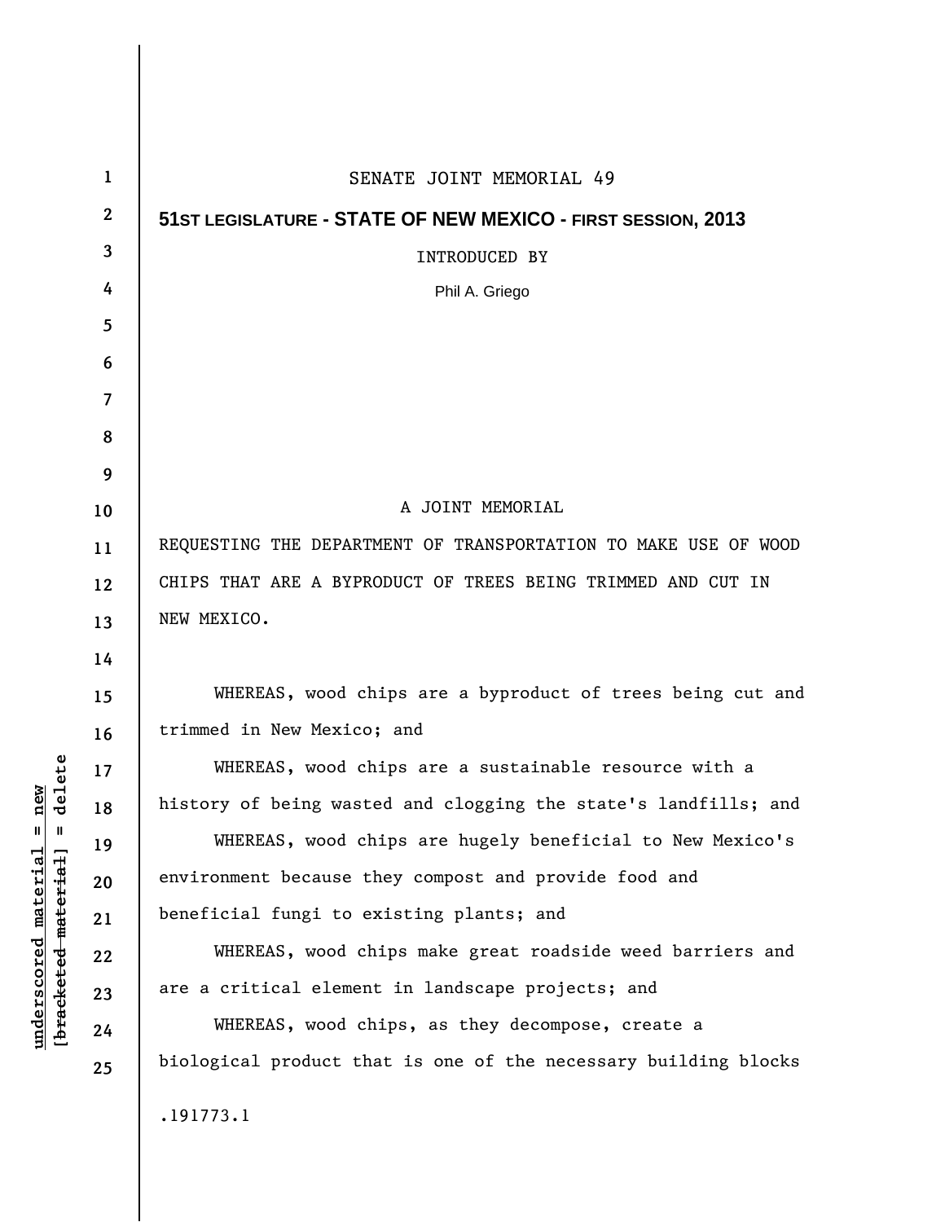# SENATE JOINT MEMORIAL 49

**51ST LEGISLATURE - STATE OF NEW MEXICO - FIRST SESSION, 2013**

INTRODUCED BY

Phil A. Griego

A JOINT MEMORIAL

REQUESTING THE DEPARTMENT OF TRANSPORTATION TO MAKE USE OF WOOD CHIPS THAT ARE A BYPRODUCT OF TREES BEING TRIMMED AND CUT IN NEW MEXICO.

WHEREAS, wood chips are a byproduct of trees being cut and trimmed in New Mexico; and

WHEREAS, wood chips are a sustainable resource with a history of being wasted and clogging the state's landfills; and

WHEREAS, wood chips are hugely beneficial to New Mexico's environment because they compost and provide food and beneficial fungi to existing plants; and

WHEREAS, wood chips make great roadside weed barriers and are a critical element in landscape projects; and

WHEREAS, wood chips, as they decompose, create a biological product that is one of the necessary building blocks

.191773.1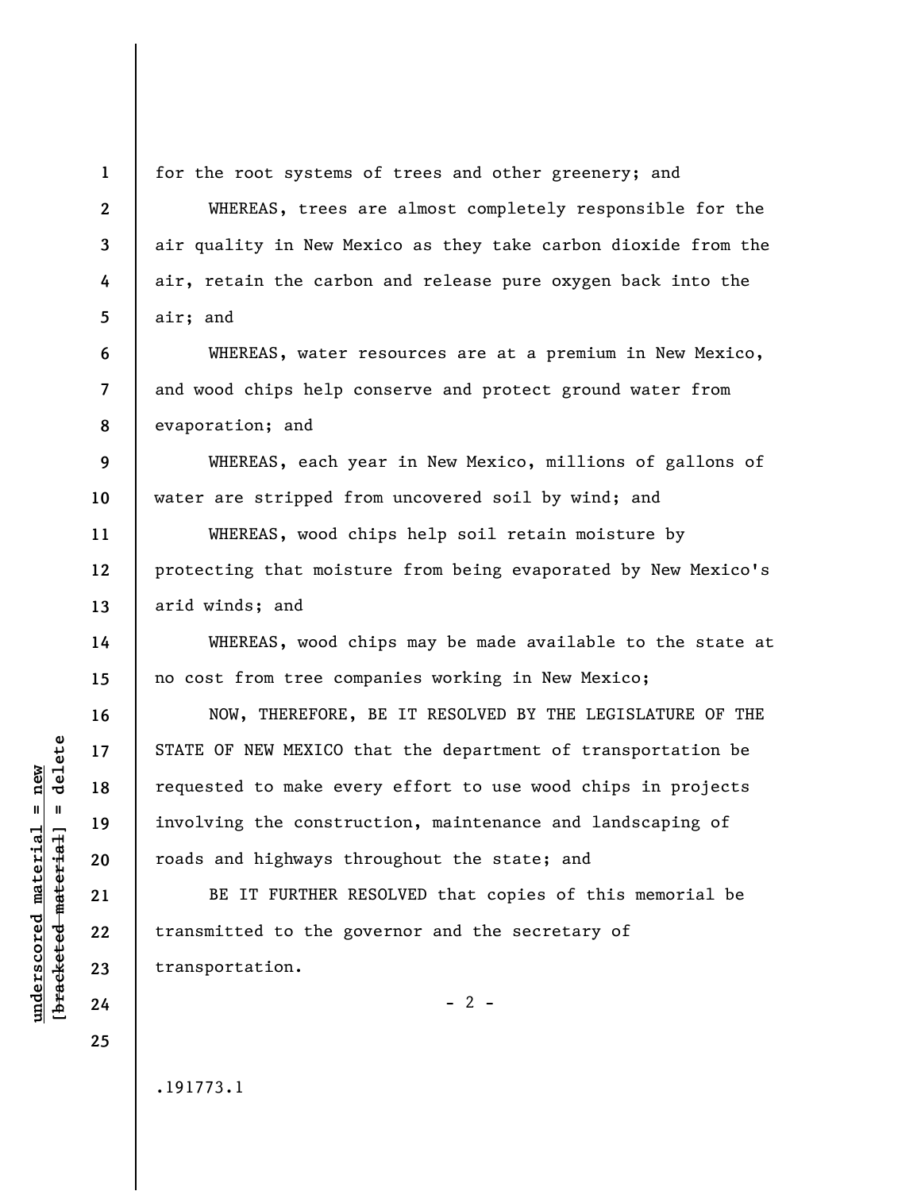for the root systems of trees and other greenery; and

WHEREAS, trees are almost completely responsible for the air quality in New Mexico as they take carbon dioxide from the air, retain the carbon and release pure oxygen back into the air; and

WHEREAS, water resources are at a premium in New Mexico, and wood chips help conserve and protect ground water from evaporation; and

WHEREAS, each year in New Mexico, millions of gallons of water are stripped from uncovered soil by wind; and

WHEREAS, wood chips help soil retain moisture by protecting that moisture from being evaporated by New Mexico's arid winds; and

WHEREAS, wood chips may be made available to the state at no cost from tree companies working in New Mexico;

NOW, THEREFORE, BE IT RESOLVED BY THE LEGISLATURE OF THE STATE OF NEW MEXICO that the department of transportation be requested to make every effort to use wood chips in projects involving the construction, maintenance and landscaping of roads and highways throughout the state; and

BE IT FURTHER RESOLVED that copies of this memorial be transmitted to the governor and the secretary of transportation.

.191773.1